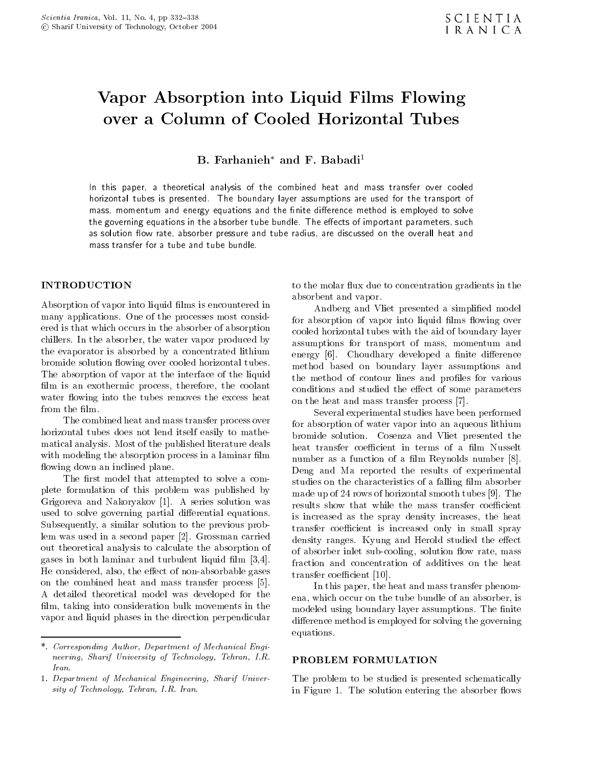# Vapor Absorption into Liquid Films Flowing over a Column of Cooled Horizontal Tubes

**B. Farhanieh*** **and F. Babadi**[1]

In this paper, a theoretical analysis of the combined heat and mass transfer over cooled horizontal tubes is presented. The boundary layer assumptions are used for the transport of mass, momentum and energy equations and the finite difference method is employed to solve the governing equations in the absorber tube bundle. The effects of important parameters, such as solution flow rate, absorber pressure and tube radius, are discussed on the overall heat and mass transfer for a tube and tube bundle.

## INTRODUCTION

Absorption of vapor into liquid films is encountered in many applications. One of the processes most considered is that which occurs in the absorber of absorption chillers. In the absorber, the water vapor produced by the evaporator is absorbed by a concentrated lithium bromide solution flowing over cooled horizontal tubes. The absorption of vapor at the interface of the liquid film is an exothermic process, therefore, the coolant water flowing into the tubes removes the excess heat from the film.

The combined heat and mass transfer process over horizontal tubes does not lend itself easily to mathematical analysis. Most of the published literature deals with modeling the absorption process in a laminar film flowing down an inclined plane.

The first model that attempted to solve a complete formulation of this problem was published by Grigoreva and Nakoryakov [1]. A series solution was used to solve governing partial differential equations. Subsequently, a similar solution to the previous problem was used in a second paper [2]. Grossman carried out theoretical analysis to calculate the absorption of gases in both laminar and turbulent liquid film [3,4]. He considered, also, the effect of non-absorbable gases on the combined heat and mass transfer process [5]. A detailed theoretical model was developed for the film, taking into consideration bulk movements in the vapor and liquid phases in the direction perpendicular to the molar flux due to concentration gradients in the absorbent and vapor.

Andberg and Vliet presented a simplified model for absorption of vapor into liquid films flowing over cooled horizontal tubes with the aid of boundary layer assumptions for transport of mass, momentum and energy [6]. Choudhary developed a finite difference method based on boundary layer assumptions and the method of contour lines and profiles for various conditions and studied the effect of some parameters on the heat and mass transfer process [7].

Several experimental studies have been performed for absorption of water vapor into an aqueous lithium bromide solution. Cosenza and Vliet presented the heat transfer coefficient in terms of a film Nusselt number as a function of a film Reynolds number [8]. Deng and Ma reported the results of experimental studies on the characteristics of a falling film absorber made up of 24 rows of horizontal smooth tubes [9]. The results show that while the mass transfer coefficient is increased as the spray density increases, the heat transfer coefficient is increased only in small spray density ranges. Kyung and Herold studied the effect of absorber inlet sub-cooling, solution flow rate, mass fraction and concentration of additives on the heat transfer coefficient [10].

In this paper, the heat and mass transfer phenomena, which occur on the tube bundle of an absorber, is modeled using boundary layer assumptions. The finite difference method is employed for solving the governing equations.

## PROBLEM FORMULATION

The problem to be studied is presented schematically in Figure 1. The solution entering the absorber flows

---

*. *Corresponding Author, Department of Mechanical Engineering, Sharif University of Technology, Tehran, I.R. Iran.*

1. *Department of Mechanical Engineering, Sharif University of Technology, Tehran, I.R. Iran.*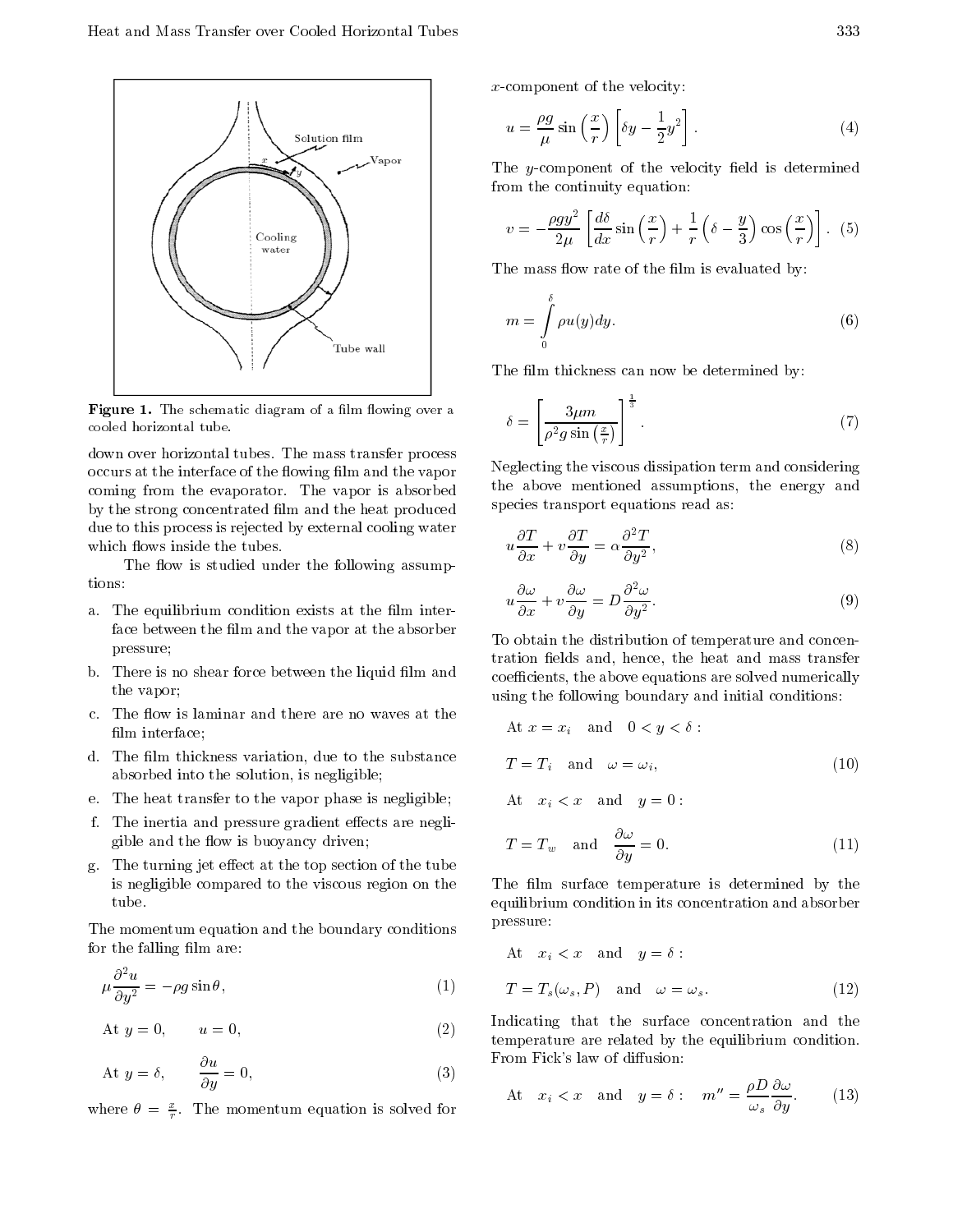Figure 1. The schematic diagram of a film flowing over a cooled horizontal tube.

down over horizontal tubes. The mass transfer process occurs at the interface of the flowing film and the vapor coming from the evaporator. The vapor is absorbed by the strong concentrated film and the heat produced due to this process is rejected by external cooling water which flows inside the tubes.

The flow is studied under the following assumptions:

a. The equilibrium condition exists at the film interface between the film and the vapor at the absorber pressure;
b. There is no shear force between the liquid film and the vapor;
c. The flow is laminar and there are no waves at the film interface;
d. The film thickness variation, due to the substance absorbed into the solution, is negligible;
e. The heat transfer to the vapor phase is negligible;
f. The inertia and pressure gradient effects are negligible and the flow is buoyancy driven;
g. The turning jet effect at the top section of the tube is negligible compared to the viscous region on the tube.

The momentum equation and the boundary conditions for the falling film are:

$$\mu \frac{\partial^2 u}{\partial y^2} = -\rho g \sin\theta, \tag{1}$$

$$\text{At } y = 0, \qquad u = 0, \tag{2}$$

$$\text{At } y = \delta, \qquad \frac{\partial u}{\partial y} = 0, \tag{3}$$

where $\theta = \frac{x}{r}$. The momentum equation is solved for $x$-component of the velocity:

$$u = \frac{\rho g}{\mu} \sin\left(\frac{x}{r}\right) \left[\delta y - \frac{1}{2} y^2\right]. \tag{4}$$

The $y$-component of the velocity field is determined from the continuity equation:

$$v = -\frac{\rho g y^2}{2\mu} \left[\frac{d\delta}{dx} \sin\left(\frac{x}{r}\right) + \frac{1}{r}\left(\delta - \frac{y}{3}\right) \cos\left(\frac{x}{r}\right)\right]. \tag{5}$$

The mass flow rate of the film is evaluated by:

$$m = \int_0^\delta \rho u(y) dy. \tag{6}$$

The film thickness can now be determined by:

$$\delta = \left[\frac{3\mu m}{\rho^2 g \sin\left(\frac{x}{r}\right)}\right]^{\frac{1}{3}}. \tag{7}$$

Neglecting the viscous dissipation term and considering the above mentioned assumptions, the energy and species transport equations read as:

$$u\frac{\partial T}{\partial x} + v\frac{\partial T}{\partial y} = \alpha \frac{\partial^2 T}{\partial y^2}, \tag{8}$$

$$u\frac{\partial \omega}{\partial x} + v\frac{\partial \omega}{\partial y} = D \frac{\partial^2 \omega}{\partial y^2}. \tag{9}$$

To obtain the distribution of temperature and concentration fields and, hence, the heat and mass transfer coefficients, the above equations are solved numerically using the following boundary and initial conditions:

$$\text{At } x = x_i \quad \text{and} \quad 0 < y < \delta:$$

$$T = T_i \quad \text{and} \quad \omega = \omega_i, \tag{10}$$

$$\text{At } \quad x_i < x \quad \text{and} \quad y = 0:$$

$$T = T_w \quad \text{and} \quad \frac{\partial \omega}{\partial y} = 0. \tag{11}$$

The film surface temperature is determined by the equilibrium condition in its concentration and absorber pressure:

$$\text{At } \quad x_i < x \quad \text{and} \quad y = \delta:$$

$$T = T_s(\omega_s, P) \quad \text{and} \quad \omega = \omega_s. \tag{12}$$

Indicating that the surface concentration and the temperature are related by the equilibrium condition. From Fick's law of diffusion:

$$\text{At } \quad x_i < x \quad \text{and} \quad y = \delta: \quad m'' = \frac{\rho D}{\omega_s} \frac{\partial \omega}{\partial y}. \tag{13}$$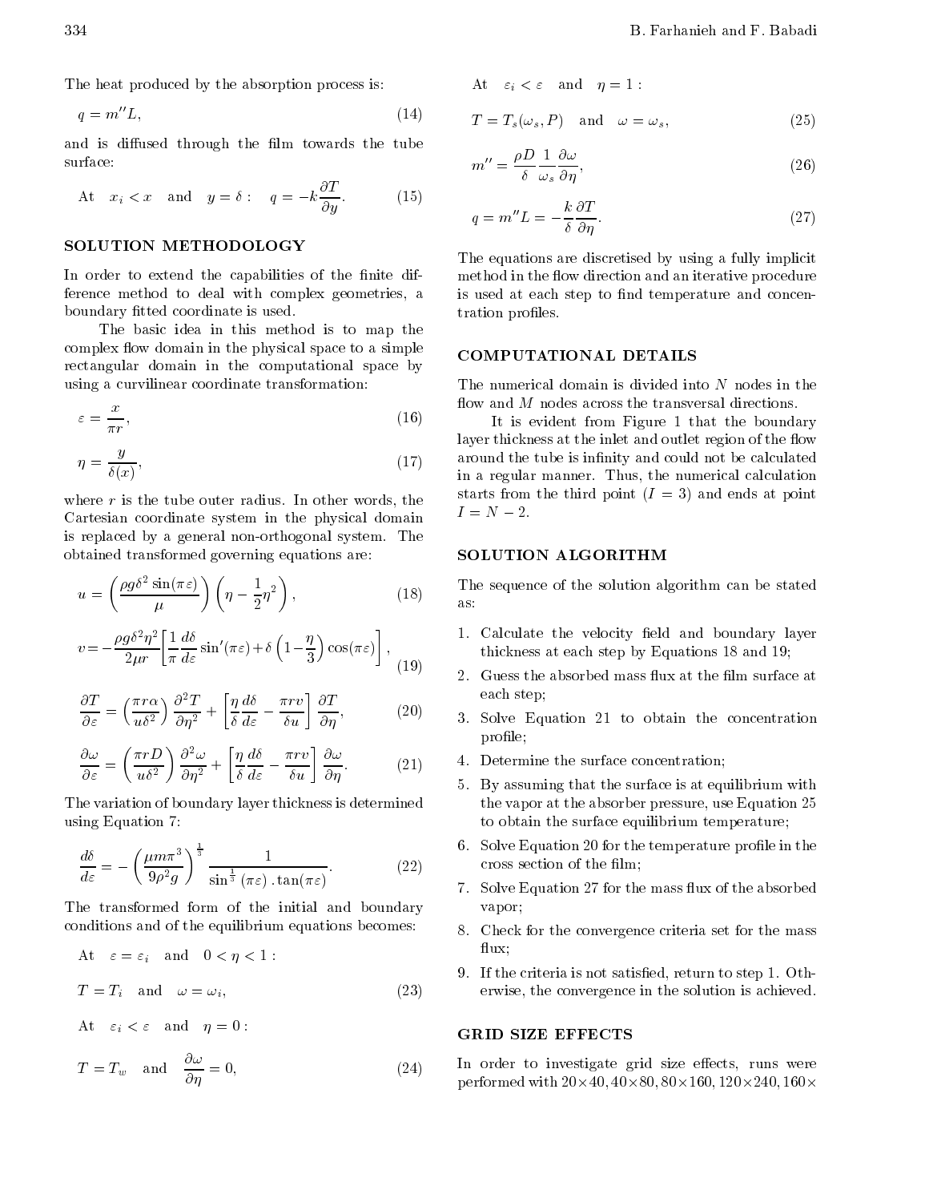The heat produced by the absorption process is:

$$q = m''L, \tag{14}$$

and is diffused through the film towards the tube surface:

$$\text{At} \quad x_i < x \quad \text{and} \quad y = \delta : \quad q = -k\frac{\partial T}{\partial y}. \tag{15}$$

## SOLUTION METHODOLOGY

In order to extend the capabilities of the finite difference method to deal with complex geometries, a boundary fitted coordinate is used.

The basic idea in this method is to map the complex flow domain in the physical space to a simple rectangular domain in the computational space by using a curvilinear coordinate transformation:

$$\varepsilon = \frac{x}{\pi r}, \tag{16}$$

$$\eta = \frac{y}{\delta(x)}, \tag{17}$$

where $r$ is the tube outer radius. In other words, the Cartesian coordinate system in the physical domain is replaced by a general non-orthogonal system. The obtained transformed governing equations are:

$$u = \left(\frac{\rho g \delta^2 \sin(\pi\varepsilon)}{\mu}\right)\left(\eta - \frac{1}{2}\eta^2\right), \tag{18}$$

$$v = -\frac{\rho g \delta^2 \eta^2}{2\mu r}\left[\frac{1}{\pi}\frac{d\delta}{d\varepsilon}\sin'(\pi\varepsilon) + \delta\left(1 - \frac{\eta}{3}\right)\cos(\pi\varepsilon)\right], \tag{19}$$

$$\frac{\partial T}{\partial \varepsilon} = \left(\frac{\pi r \alpha}{u\delta^2}\right)\frac{\partial^2 T}{\partial \eta^2} + \left[\frac{\eta}{\delta}\frac{d\delta}{d\varepsilon} - \frac{\pi r v}{\delta u}\right]\frac{\partial T}{\partial \eta}, \tag{20}$$

$$\frac{\partial \omega}{\partial \varepsilon} = \left(\frac{\pi r D}{u\delta^2}\right)\frac{\partial^2 \omega}{\partial \eta^2} + \left[\frac{\eta}{\delta}\frac{d\delta}{d\varepsilon} - \frac{\pi r v}{\delta u}\right]\frac{\partial \omega}{\partial \eta}. \tag{21}$$

The variation of boundary layer thickness is determined using Equation 7:

$$\frac{d\delta}{d\varepsilon} = -\left(\frac{\mu m \pi^3}{9\rho^2 g}\right)^{\frac{1}{3}} \frac{1}{\sin^{\frac{1}{3}}(\pi\varepsilon)\,.\tan(\pi\varepsilon)}. \tag{22}$$

The transformed form of the initial and boundary conditions and of the equilibrium equations becomes:

At $\quad \varepsilon = \varepsilon_i \quad$ and $\quad 0 < \eta < 1$ :

$$T = T_i \quad \text{and} \quad \omega = \omega_i, \tag{23}$$

At $\quad \varepsilon_i < \varepsilon \quad$ and $\quad \eta = 0$ :

$$T = T_w \quad \text{and} \quad \frac{\partial \omega}{\partial \eta} = 0, \tag{24}$$

At $\quad \varepsilon_i < \varepsilon \quad$ and $\quad \eta = 1$ :

$$T = T_s(\omega_s, P) \quad \text{and} \quad \omega = \omega_s, \tag{25}$$

$$m'' = \frac{\rho D}{\delta}\frac{1}{\omega_s}\frac{\partial \omega}{\partial \eta}, \tag{26}$$

$$q = m''L = -\frac{k}{\delta}\frac{\partial T}{\partial \eta}. \tag{27}$$

The equations are discretised by using a fully implicit method in the flow direction and an iterative procedure is used at each step to find temperature and concentration profiles.

## COMPUTATIONAL DETAILS

The numerical domain is divided into $N$ nodes in the flow and $M$ nodes across the transversal directions.

It is evident from Figure 1 that the boundary layer thickness at the inlet and outlet region of the flow around the tube is infinity and could not be calculated in a regular manner. Thus, the numerical calculation starts from the third point ($I = 3$) and ends at point $I = N - 2$.

## SOLUTION ALGORITHM

The sequence of the solution algorithm can be stated as:

1. Calculate the velocity field and boundary layer thickness at each step by Equations 18 and 19;
2. Guess the absorbed mass flux at the film surface at each step;
3. Solve Equation 21 to obtain the concentration profile;
4. Determine the surface concentration;
5. By assuming that the surface is at equilibrium with the vapor at the absorber pressure, use Equation 25 to obtain the surface equilibrium temperature;
6. Solve Equation 20 for the temperature profile in the cross section of the film;
7. Solve Equation 27 for the mass flux of the absorbed vapor;
8. Check for the convergence criteria set for the mass flux;
9. If the criteria is not satisfied, return to step 1. Otherwise, the convergence in the solution is achieved.

## GRID SIZE EFFECTS

In order to investigate grid size effects, runs were performed with $20\times40, 40\times80, 80\times160, 120\times240, 160\times$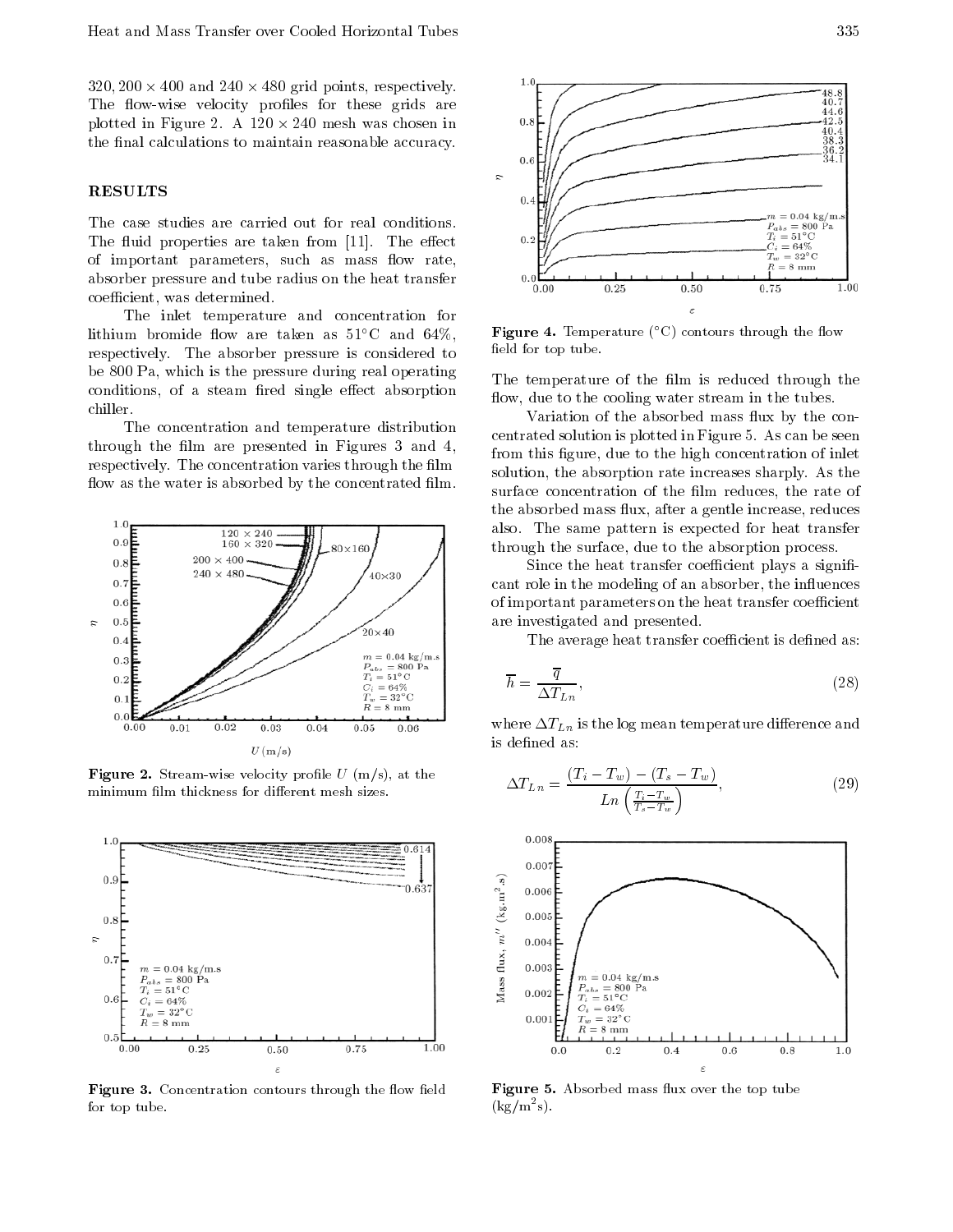320, 200 × 400 and 240 × 480 grid points, respectively. The flow-wise velocity profiles for these grids are plotted in Figure 2. A 120 × 240 mesh was chosen in the final calculations to maintain reasonable accuracy.

## RESULTS

The case studies are carried out for real conditions. The fluid properties are taken from [11]. The effect of important parameters, such as mass flow rate, absorber pressure and tube radius on the heat transfer coefficient, was determined.

The inlet temperature and concentration for lithium bromide flow are taken as 51°C and 64%, respectively. The absorber pressure is considered to be 800 Pa, which is the pressure during real operating conditions, of a steam fired single effect absorption chiller.

The concentration and temperature distribution through the film are presented in Figures 3 and 4, respectively. The concentration varies through the film flow as the water is absorbed by the concentrated film.

**Figure 2.** Stream-wise velocity profile $U$ (m/s), at the minimum film thickness for different mesh sizes.

**Figure 3.** Concentration contours through the flow field for top tube.

**Figure 4.** Temperature (°C) contours through the flow field for top tube.

The temperature of the film is reduced through the flow, due to the cooling water stream in the tubes.

Variation of the absorbed mass flux by the concentrated solution is plotted in Figure 5. As can be seen from this figure, due to the high concentration of inlet solution, the absorption rate increases sharply. As the surface concentration of the film reduces, the rate of the absorbed mass flux, after a gentle increase, reduces also. The same pattern is expected for heat transfer through the surface, due to the absorption process.

Since the heat transfer coefficient plays a significant role in the modeling of an absorber, the influences of important parameters on the heat transfer coefficient are investigated and presented.

The average heat transfer coefficient is defined as:

$$\overline{h} = \frac{\overline{q}}{\Delta T_{Ln}}, \tag{28}$$

where $\Delta T_{Ln}$ is the log mean temperature difference and is defined as:

$$\Delta T_{Ln} = \frac{(T_i - T_w) - (T_s - T_w)}{Ln\left(\frac{T_i - T_w}{T_s - T_w}\right)}, \tag{29}$$

**Figure 5.** Absorbed mass flux over the top tube (kg/m$^2$s).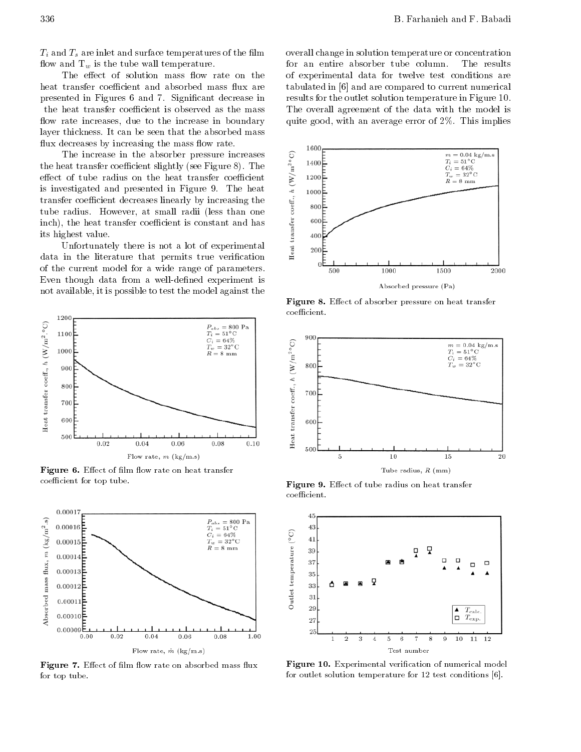$T_i$ and $T_s$ are inlet and surface temperatures of the film flow and $T_w$ is the tube wall temperature.

The effect of solution mass flow rate on the heat transfer coefficient and absorbed mass flux are presented in Figures 6 and 7. Significant decrease in the heat transfer coefficient is observed as the mass flow rate increases, due to the increase in boundary layer thickness. It can be seen that the absorbed mass flux decreases by increasing the mass flow rate.

The increase in the absorber pressure increases the heat transfer coefficient slightly (see Figure 8). The effect of tube radius on the heat transfer coefficient is investigated and presented in Figure 9. The heat transfer coefficient decreases linearly by increasing the tube radius. However, at small radii (less than one inch), the heat transfer coefficient is constant and has its highest value.

Unfortunately there is not a lot of experimental data in the literature that permits true verification of the current model for a wide range of parameters. Even though data from a well-defined experiment is not available, it is possible to test the model against the overall change in solution temperature or concentration for an entire absorber tube column. The results of experimental data for twelve test conditions are tabulated in [6] and are compared to current numerical results for the outlet solution temperature in Figure 10. The overall agreement of the data with the model is quite good, with an average error of 2%. This implies

**Figure 6.** Effect of film flow rate on heat transfer coefficient for top tube.

**Figure 7.** Effect of film flow rate on absorbed mass flux for top tube.

**Figure 8.** Effect of absorber pressure on heat transfer coefficient.

**Figure 9.** Effect of tube radius on heat transfer coefficient.

**Figure 10.** Experimental verification of numerical model for outlet solution temperature for 12 test conditions [6].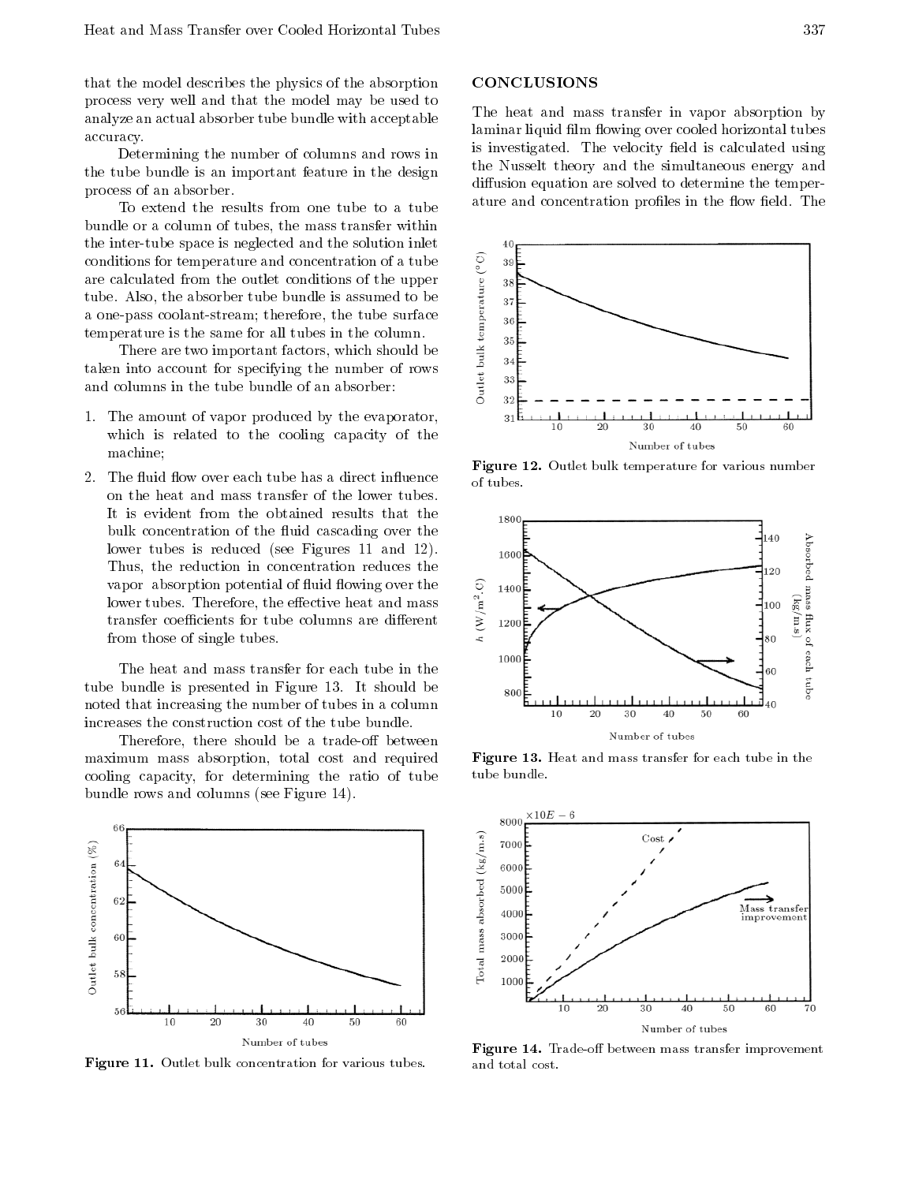that the model describes the physics of the absorption process very well and that the model may be used to analyze an actual absorber tube bundle with acceptable accuracy.

Determining the number of columns and rows in the tube bundle is an important feature in the design process of an absorber.

To extend the results from one tube to a tube bundle or a column of tubes, the mass transfer within the inter-tube space is neglected and the solution inlet conditions for temperature and concentration of a tube are calculated from the outlet conditions of the upper tube. Also, the absorber tube bundle is assumed to be a one-pass coolant-stream; therefore, the tube surface temperature is the same for all tubes in the column.

There are two important factors, which should be taken into account for specifying the number of rows and columns in the tube bundle of an absorber:

1. The amount of vapor produced by the evaporator, which is related to the cooling capacity of the machine;
2. The fluid flow over each tube has a direct influence on the heat and mass transfer of the lower tubes. It is evident from the obtained results that the bulk concentration of the fluid cascading over the lower tubes is reduced (see Figures 11 and 12). Thus, the reduction in concentration reduces the vapor absorption potential of fluid flowing over the lower tubes. Therefore, the effective heat and mass transfer coefficients for tube columns are different from those of single tubes.

The heat and mass transfer for each tube in the tube bundle is presented in Figure 13. It should be noted that increasing the number of tubes in a column increases the construction cost of the tube bundle.

Therefore, there should be a trade-off between maximum mass absorption, total cost and required cooling capacity, for determining the ratio of tube bundle rows and columns (see Figure 14).

**Figure 11.** Outlet bulk concentration for various tubes.

## CONCLUSIONS

The heat and mass transfer in vapor absorption by laminar liquid film flowing over cooled horizontal tubes is investigated. The velocity field is calculated using the Nusselt theory and the simultaneous energy and diffusion equation are solved to determine the temperature and concentration profiles in the flow field. The

**Figure 12.** Outlet bulk temperature for various number of tubes.

**Figure 13.** Heat and mass transfer for each tube in the tube bundle.

**Figure 14.** Trade-off between mass transfer improvement and total cost.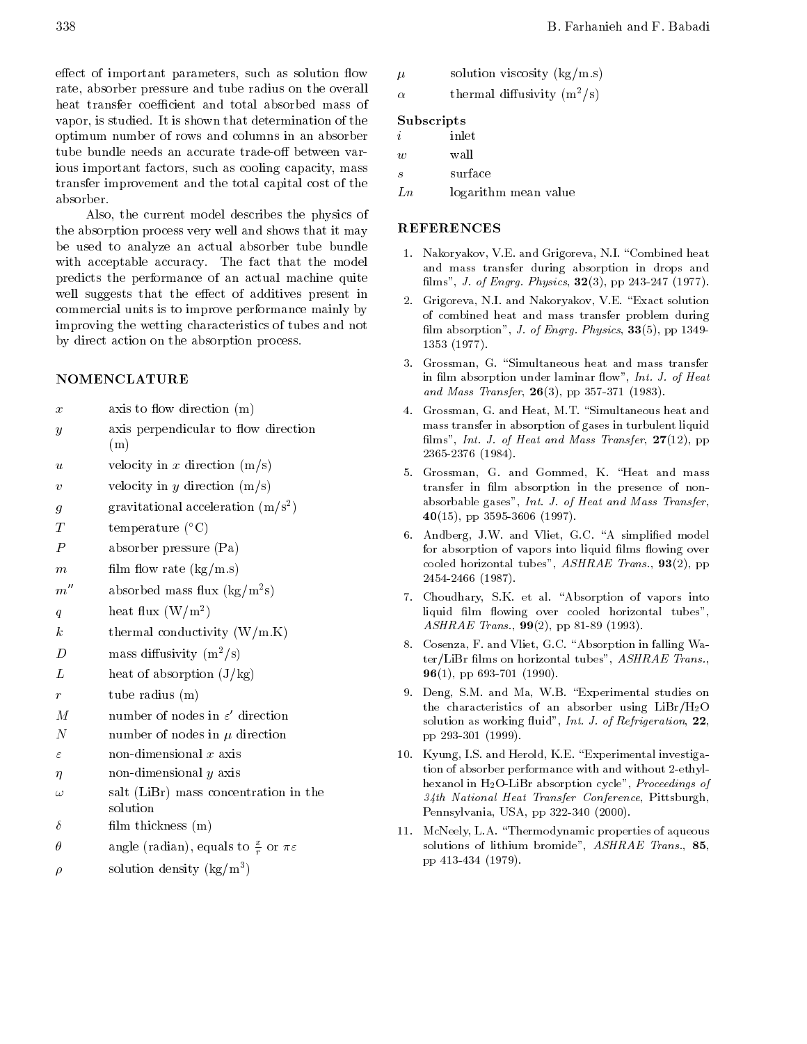effect of important parameters, such as solution flow rate, absorber pressure and tube radius on the overall heat transfer coefficient and total absorbed mass of vapor, is studied. It is shown that determination of the optimum number of rows and columns in an absorber tube bundle needs an accurate trade-off between various important factors, such as cooling capacity, mass transfer improvement and the total capital cost of the absorber.

Also, the current model describes the physics of the absorption process very well and shows that it may be used to analyze an actual absorber tube bundle with acceptable accuracy. The fact that the model predicts the performance of an actual machine quite well suggests that the effect of additives present in commercial units is to improve performance mainly by improving the wetting characteristics of tubes and not by direct action on the absorption process.

## NOMENCLATURE

| | |
|---|---|
| $x$ | axis to flow direction (m) |
| $y$ | axis perpendicular to flow direction (m) |
| $u$ | velocity in $x$ direction (m/s) |
| $v$ | velocity in $y$ direction (m/s) |
| $g$ | gravitational acceleration (m/s$^2$) |
| $T$ | temperature (°C) |
| $P$ | absorber pressure (Pa) |
| $m$ | film flow rate (kg/m.s) |
| $m''$ | absorbed mass flux (kg/m$^2$s) |
| $q$ | heat flux (W/m$^2$) |
| $k$ | thermal conductivity (W/m.K) |
| $D$ | mass diffusivity (m$^2$/s) |
| $L$ | heat of absorption (J/kg) |
| $r$ | tube radius (m) |
| $M$ | number of nodes in $\varepsilon'$ direction |
| $N$ | number of nodes in $\mu$ direction |
| $\varepsilon$ | non-dimensional $x$ axis |
| $\eta$ | non-dimensional $y$ axis |
| $\omega$ | salt (LiBr) mass concentration in the solution |
| $\delta$ | film thickness (m) |
| $\theta$ | angle (radian), equals to $\frac{x}{r}$ or $\pi\varepsilon$ |
| $\rho$ | solution density (kg/m$^3$) |
| $\mu$ | solution viscosity (kg/m.s) |
| $\alpha$ | thermal diffusivity (m$^2$/s) |

### Subscripts

| | |
|---|---|
| $i$ | inlet |
| $w$ | wall |
| $s$ | surface |
| $Ln$ | logarithm mean value |

## REFERENCES

1. Nakoryakov, V.E. and Grigoreva, N.I. "Combined heat and mass transfer during absorption in drops and films", *J. of Engrg. Physics*, **32**(3), pp 243-247 (1977).
2. Grigoreva, N.I. and Nakoryakov, V.E. "Exact solution of combined heat and mass transfer problem during film absorption", *J. of Engrg. Physics*, **33**(5), pp 1349-1353 (1977).
3. Grossman, G. "Simultaneous heat and mass transfer in film absorption under laminar flow", *Int. J. of Heat and Mass Transfer*, **26**(3), pp 357-371 (1983).
4. Grossman, G. and Heat, M.T. "Simultaneous heat and mass transfer in absorption of gases in turbulent liquid films", *Int. J. of Heat and Mass Transfer*, **27**(12), pp 2365-2376 (1984).
5. Grossman, G. and Gommed, K. "Heat and mass transfer in film absorption in the presence of non-absorbable gases", *Int. J. of Heat and Mass Transfer*, **40**(15), pp 3595-3606 (1997).
6. Andberg, J.W. and Vliet, G.C. "A simplified model for absorption of vapors into liquid films flowing over cooled horizontal tubes", *ASHRAE Trans.*, **93**(2), pp 2454-2466 (1987).
7. Choudhary, S.K. et al. "Absorption of vapors into liquid film flowing over cooled horizontal tubes", *ASHRAE Trans.*, **99**(2), pp 81-89 (1993).
8. Cosenza, F. and Vliet, G.C. "Absorption in falling Water/LiBr films on horizontal tubes", *ASHRAE Trans.*, **96**(1), pp 693-701 (1990).
9. Deng, S.M. and Ma, W.B. "Experimental studies on the characteristics of an absorber using LiBr/$H_2O$ solution as working fluid", *Int. J. of Refrigeration*, **22**, pp 293-301 (1999).
10. Kyung, I.S. and Herold, K.E. "Experimental investigation of absorber performance with and without 2-ethyl-hexanol in $H_2O$-LiBr absorption cycle", *Proceedings of 34th National Heat Transfer Conference*, Pittsburgh, Pennsylvania, USA, pp 322-340 (2000).
11. McNeely, L.A. "Thermodynamic properties of aqueous solutions of lithium bromide", *ASHRAE Trans.*, **85**, pp 413-434 (1979).